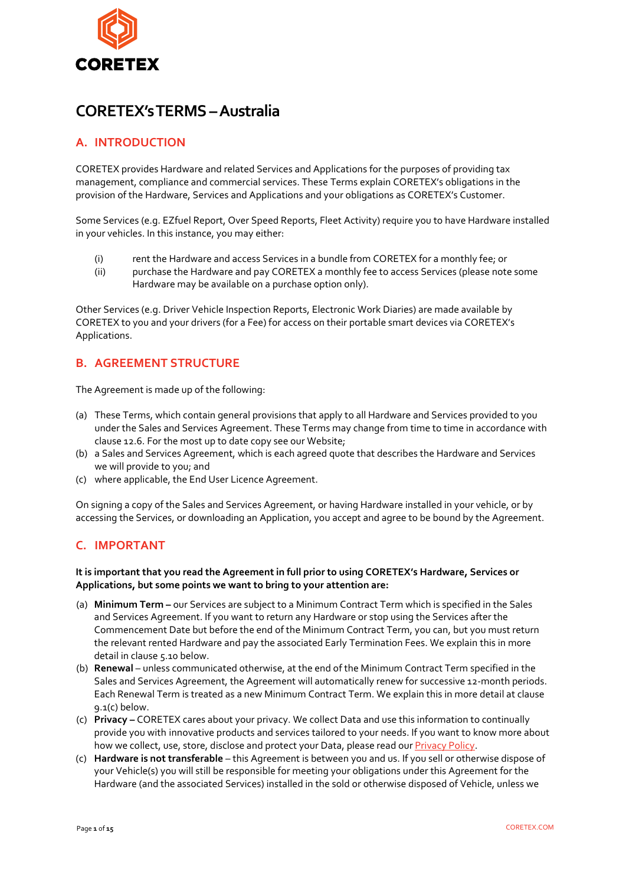CORETEX

# CORETEX's TERMS – Australia

## A. INTRODUCTION

CORETEX provides Hardware and related Services and Applications for the purposes of providing tax management, compliance and commercial services. These Terms explain CORETEX's obligations in the provision of the Hardware, Services and Applications and your obligations as CORETEX's Customer.

Some Services (e.g. EZfuel Report, Over Speed Reports, Fleet Activity) require you to have Hardware installed in your vehicles. In this instance, you may either:

(i) rent the Hardware and access Services in a bundle from CORETEX for a monthly fee; or
(ii) purchase the Hardware and pay CORETEX a monthly fee to access Services (please note some Hardware may be available on a purchase option only).

Other Services (e.g. Driver Vehicle Inspection Reports, Electronic Work Diaries) are made available by CORETEX to you and your drivers (for a Fee) for access on their portable smart devices via CORETEX's Applications.

## B. AGREEMENT STRUCTURE

The Agreement is made up of the following:

(a) These Terms, which contain general provisions that apply to all Hardware and Services provided to you under the Sales and Services Agreement. These Terms may change from time to time in accordance with clause 12.6. For the most up to date copy see our Website;
(b) a Sales and Services Agreement, which is each agreed quote that describes the Hardware and Services we will provide to you; and
(c) where applicable, the End User Licence Agreement.

On signing a copy of the Sales and Services Agreement, or having Hardware installed in your vehicle, or by accessing the Services, or downloading an Application, you accept and agree to be bound by the Agreement.

## C. IMPORTANT

**It is important that you read the Agreement in full prior to using CORETEX's Hardware, Services or Applications, but some points we want to bring to your attention are:**

(a) **Minimum Term –** our Services are subject to a Minimum Contract Term which is specified in the Sales and Services Agreement. If you want to return any Hardware or stop using the Services after the Commencement Date but before the end of the Minimum Contract Term, you can, but you must return the relevant rented Hardware and pay the associated Early Termination Fees. We explain this in more detail in clause 5.10 below.
(b) **Renewal** – unless communicated otherwise, at the end of the Minimum Contract Term specified in the Sales and Services Agreement, the Agreement will automatically renew for successive 12-month periods. Each Renewal Term is treated as a new Minimum Contract Term. We explain this in more detail at clause 9.1(c) below.
(c) **Privacy –** CORETEX cares about your privacy. We collect Data and use this information to continually provide you with innovative products and services tailored to your needs. If you want to know more about how we collect, use, store, disclose and protect your Data, please read our Privacy Policy.
(c) **Hardware is not transferable** – this Agreement is between you and us. If you sell or otherwise dispose of your Vehicle(s) you will still be responsible for meeting your obligations under this Agreement for the Hardware (and the associated Services) installed in the sold or otherwise disposed of Vehicle, unless we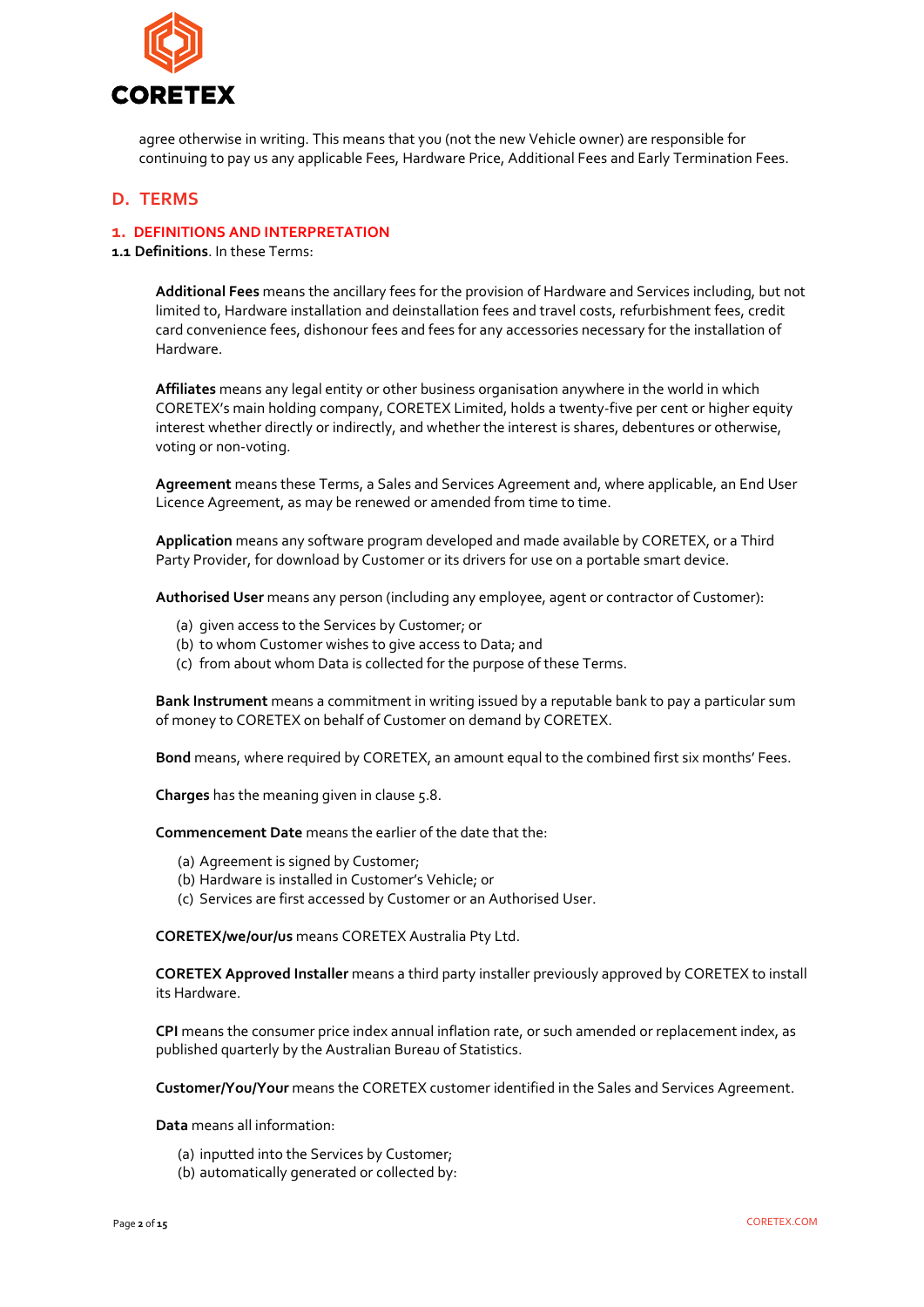agree otherwise in writing. This means that you (not the new Vehicle owner) are responsible for continuing to pay us any applicable Fees, Hardware Price, Additional Fees and Early Termination Fees.

## D. TERMS

### 1. DEFINITIONS AND INTERPRETATION

**1.1 Definitions**. In these Terms:

**Additional Fees** means the ancillary fees for the provision of Hardware and Services including, but not limited to, Hardware installation and deinstallation fees and travel costs, refurbishment fees, credit card convenience fees, dishonour fees and fees for any accessories necessary for the installation of Hardware.

**Affiliates** means any legal entity or other business organisation anywhere in the world in which CORETEX's main holding company, CORETEX Limited, holds a twenty-five per cent or higher equity interest whether directly or indirectly, and whether the interest is shares, debentures or otherwise, voting or non-voting.

**Agreement** means these Terms, a Sales and Services Agreement and, where applicable, an End User Licence Agreement, as may be renewed or amended from time to time.

**Application** means any software program developed and made available by CORETEX, or a Third Party Provider, for download by Customer or its drivers for use on a portable smart device.

**Authorised User** means any person (including any employee, agent or contractor of Customer):

(a) given access to the Services by Customer; or
(b) to whom Customer wishes to give access to Data; and
(c) from about whom Data is collected for the purpose of these Terms.

**Bank Instrument** means a commitment in writing issued by a reputable bank to pay a particular sum of money to CORETEX on behalf of Customer on demand by CORETEX.

**Bond** means, where required by CORETEX, an amount equal to the combined first six months' Fees.

**Charges** has the meaning given in clause 5.8.

**Commencement Date** means the earlier of the date that the:

(a) Agreement is signed by Customer;
(b) Hardware is installed in Customer's Vehicle; or
(c) Services are first accessed by Customer or an Authorised User.

**CORETEX/we/our/us** means CORETEX Australia Pty Ltd.

**CORETEX Approved Installer** means a third party installer previously approved by CORETEX to install its Hardware.

**CPI** means the consumer price index annual inflation rate, or such amended or replacement index, as published quarterly by the Australian Bureau of Statistics.

**Customer/You/Your** means the CORETEX customer identified in the Sales and Services Agreement.

**Data** means all information:

(a) inputted into the Services by Customer;
(b) automatically generated or collected by: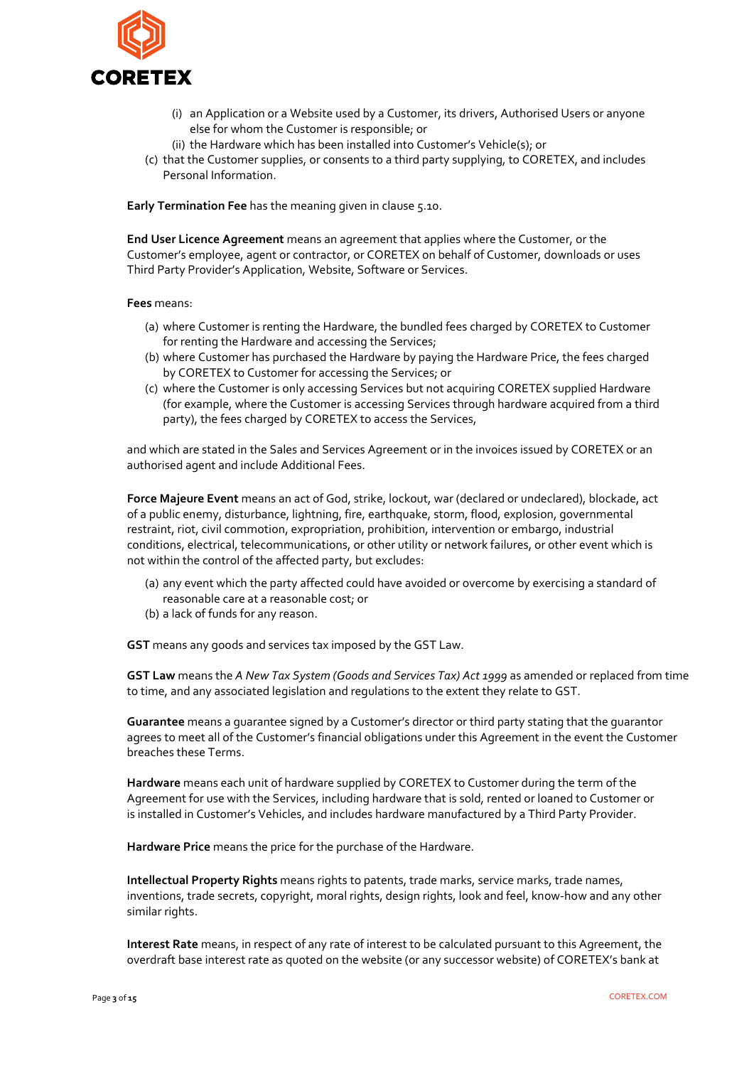(i) an Application or a Website used by a Customer, its drivers, Authorised Users or anyone else for whom the Customer is responsible; or
(ii) the Hardware which has been installed into Customer's Vehicle(s); or

(c) that the Customer supplies, or consents to a third party supplying, to CORETEX, and includes Personal Information.

**Early Termination Fee** has the meaning given in clause 5.10.

**End User Licence Agreement** means an agreement that applies where the Customer, or the Customer's employee, agent or contractor, or CORETEX on behalf of Customer, downloads or uses Third Party Provider's Application, Website, Software or Services.

**Fees** means:

(a) where Customer is renting the Hardware, the bundled fees charged by CORETEX to Customer for renting the Hardware and accessing the Services;
(b) where Customer has purchased the Hardware by paying the Hardware Price, the fees charged by CORETEX to Customer for accessing the Services; or
(c) where the Customer is only accessing Services but not acquiring CORETEX supplied Hardware (for example, where the Customer is accessing Services through hardware acquired from a third party), the fees charged by CORETEX to access the Services,

and which are stated in the Sales and Services Agreement or in the invoices issued by CORETEX or an authorised agent and include Additional Fees.

**Force Majeure Event** means an act of God, strike, lockout, war (declared or undeclared), blockade, act of a public enemy, disturbance, lightning, fire, earthquake, storm, flood, explosion, governmental restraint, riot, civil commotion, expropriation, prohibition, intervention or embargo, industrial conditions, electrical, telecommunications, or other utility or network failures, or other event which is not within the control of the affected party, but excludes:

(a) any event which the party affected could have avoided or overcome by exercising a standard of reasonable care at a reasonable cost; or
(b) a lack of funds for any reason.

**GST** means any goods and services tax imposed by the GST Law.

**GST Law** means the *A New Tax System (Goods and Services Tax) Act 1999* as amended or replaced from time to time, and any associated legislation and regulations to the extent they relate to GST.

**Guarantee** means a guarantee signed by a Customer's director or third party stating that the guarantor agrees to meet all of the Customer's financial obligations under this Agreement in the event the Customer breaches these Terms.

**Hardware** means each unit of hardware supplied by CORETEX to Customer during the term of the Agreement for use with the Services, including hardware that is sold, rented or loaned to Customer or is installed in Customer's Vehicles, and includes hardware manufactured by a Third Party Provider.

**Hardware Price** means the price for the purchase of the Hardware.

**Intellectual Property Rights** means rights to patents, trade marks, service marks, trade names, inventions, trade secrets, copyright, moral rights, design rights, look and feel, know-how and any other similar rights.

**Interest Rate** means, in respect of any rate of interest to be calculated pursuant to this Agreement, the overdraft base interest rate as quoted on the website (or any successor website) of CORETEX's bank at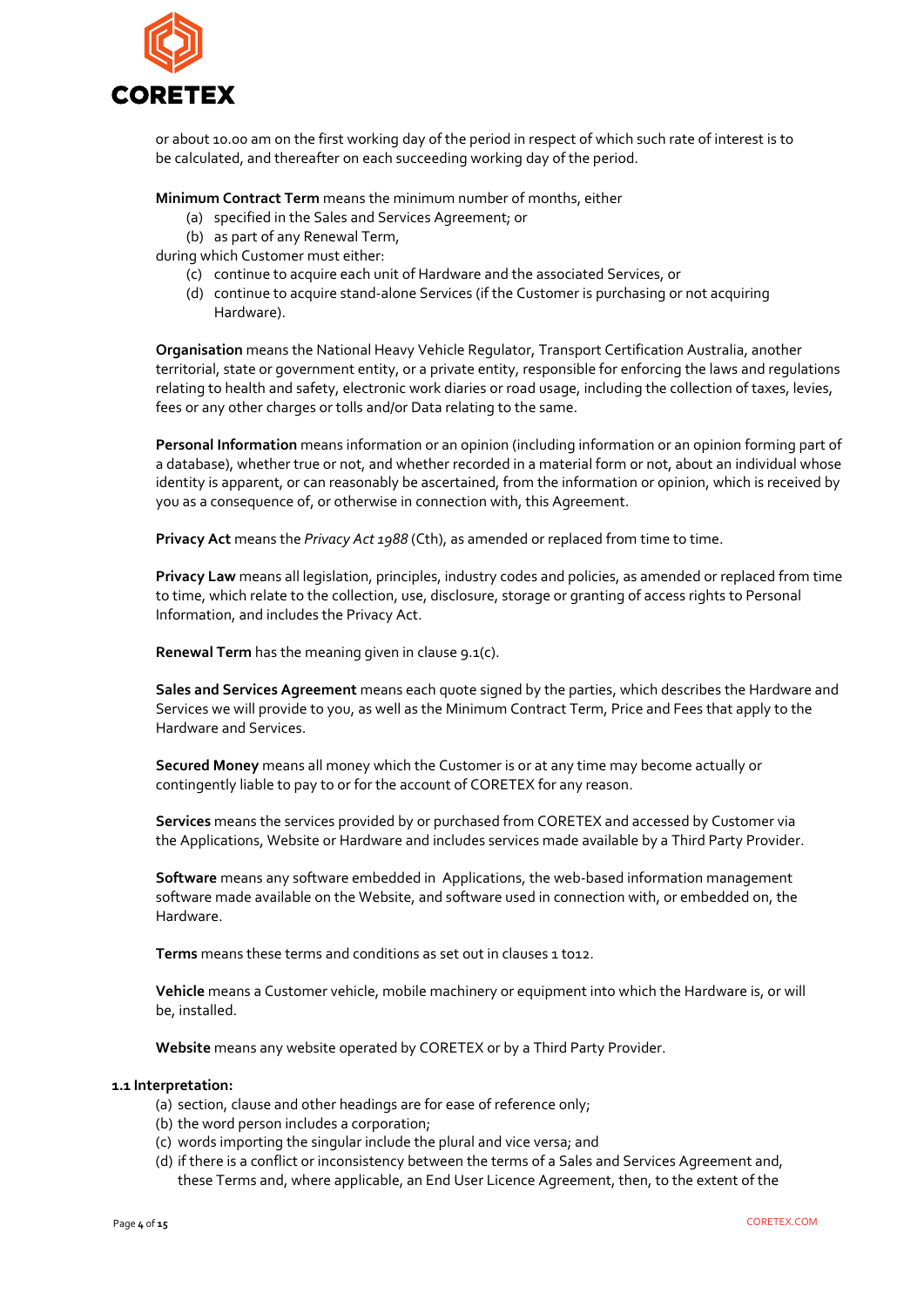or about 10.00 am on the first working day of the period in respect of which such rate of interest is to be calculated, and thereafter on each succeeding working day of the period.

**Minimum Contract Term** means the minimum number of months, either

(a) specified in the Sales and Services Agreement; or
(b) as part of any Renewal Term,

during which Customer must either:

(c) continue to acquire each unit of Hardware and the associated Services, or
(d) continue to acquire stand-alone Services (if the Customer is purchasing or not acquiring Hardware).

**Organisation** means the National Heavy Vehicle Regulator, Transport Certification Australia, another territorial, state or government entity, or a private entity, responsible for enforcing the laws and regulations relating to health and safety, electronic work diaries or road usage, including the collection of taxes, levies, fees or any other charges or tolls and/or Data relating to the same.

**Personal Information** means information or an opinion (including information or an opinion forming part of a database), whether true or not, and whether recorded in a material form or not, about an individual whose identity is apparent, or can reasonably be ascertained, from the information or opinion, which is received by you as a consequence of, or otherwise in connection with, this Agreement.

**Privacy Act** means the *Privacy Act 1988* (Cth), as amended or replaced from time to time.

**Privacy Law** means all legislation, principles, industry codes and policies, as amended or replaced from time to time, which relate to the collection, use, disclosure, storage or granting of access rights to Personal Information, and includes the Privacy Act.

**Renewal Term** has the meaning given in clause 9.1(c).

**Sales and Services Agreement** means each quote signed by the parties, which describes the Hardware and Services we will provide to you, as well as the Minimum Contract Term, Price and Fees that apply to the Hardware and Services.

**Secured Money** means all money which the Customer is or at any time may become actually or contingently liable to pay to or for the account of CORETEX for any reason.

**Services** means the services provided by or purchased from CORETEX and accessed by Customer via the Applications, Website or Hardware and includes services made available by a Third Party Provider.

**Software** means any software embedded in Applications, the web-based information management software made available on the Website, and software used in connection with, or embedded on, the Hardware.

**Terms** means these terms and conditions as set out in clauses 1 to12.

**Vehicle** means a Customer vehicle, mobile machinery or equipment into which the Hardware is, or will be, installed.

**Website** means any website operated by CORETEX or by a Third Party Provider.

**1.1 Interpretation:**

(a) section, clause and other headings are for ease of reference only;
(b) the word person includes a corporation;
(c) words importing the singular include the plural and vice versa; and
(d) if there is a conflict or inconsistency between the terms of a Sales and Services Agreement and, these Terms and, where applicable, an End User Licence Agreement, then, to the extent of the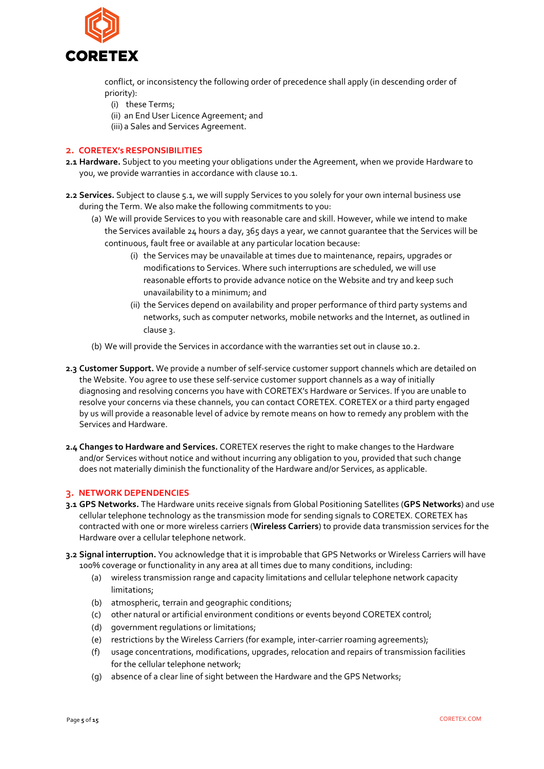conflict, or inconsistency the following order of precedence shall apply (in descending order of priority):

(i) these Terms;
(ii) an End User Licence Agreement; and
(iii) a Sales and Services Agreement.

## 2. CORETEX's RESPONSIBILITIES

**2.1 Hardware.** Subject to you meeting your obligations under the Agreement, when we provide Hardware to you, we provide warranties in accordance with clause 10.1.

**2.2 Services.** Subject to clause 5.1, we will supply Services to you solely for your own internal business use during the Term. We also make the following commitments to you:

(a) We will provide Services to you with reasonable care and skill. However, while we intend to make the Services available 24 hours a day, 365 days a year, we cannot guarantee that the Services will be continuous, fault free or available at any particular location because:

(i) the Services may be unavailable at times due to maintenance, repairs, upgrades or modifications to Services. Where such interruptions are scheduled, we will use reasonable efforts to provide advance notice on the Website and try and keep such unavailability to a minimum; and

(ii) the Services depend on availability and proper performance of third party systems and networks, such as computer networks, mobile networks and the Internet, as outlined in clause 3.

(b) We will provide the Services in accordance with the warranties set out in clause 10.2.

**2.3 Customer Support.** We provide a number of self-service customer support channels which are detailed on the Website. You agree to use these self-service customer support channels as a way of initially diagnosing and resolving concerns you have with CORETEX's Hardware or Services. If you are unable to resolve your concerns via these channels, you can contact CORETEX. CORETEX or a third party engaged by us will provide a reasonable level of advice by remote means on how to remedy any problem with the Services and Hardware.

**2.4 Changes to Hardware and Services.** CORETEX reserves the right to make changes to the Hardware and/or Services without notice and without incurring any obligation to you, provided that such change does not materially diminish the functionality of the Hardware and/or Services, as applicable.

## 3. NETWORK DEPENDENCIES

**3.1 GPS Networks.** The Hardware units receive signals from Global Positioning Satellites (**GPS Networks**) and use cellular telephone technology as the transmission mode for sending signals to CORETEX. CORETEX has contracted with one or more wireless carriers (**Wireless Carriers**) to provide data transmission services for the Hardware over a cellular telephone network.

**3.2 Signal interruption.** You acknowledge that it is improbable that GPS Networks or Wireless Carriers will have 100% coverage or functionality in any area at all times due to many conditions, including:

(a) wireless transmission range and capacity limitations and cellular telephone network capacity limitations;
(b) atmospheric, terrain and geographic conditions;
(c) other natural or artificial environment conditions or events beyond CORETEX control;
(d) government regulations or limitations;
(e) restrictions by the Wireless Carriers (for example, inter-carrier roaming agreements);
(f) usage concentrations, modifications, upgrades, relocation and repairs of transmission facilities for the cellular telephone network;
(g) absence of a clear line of sight between the Hardware and the GPS Networks;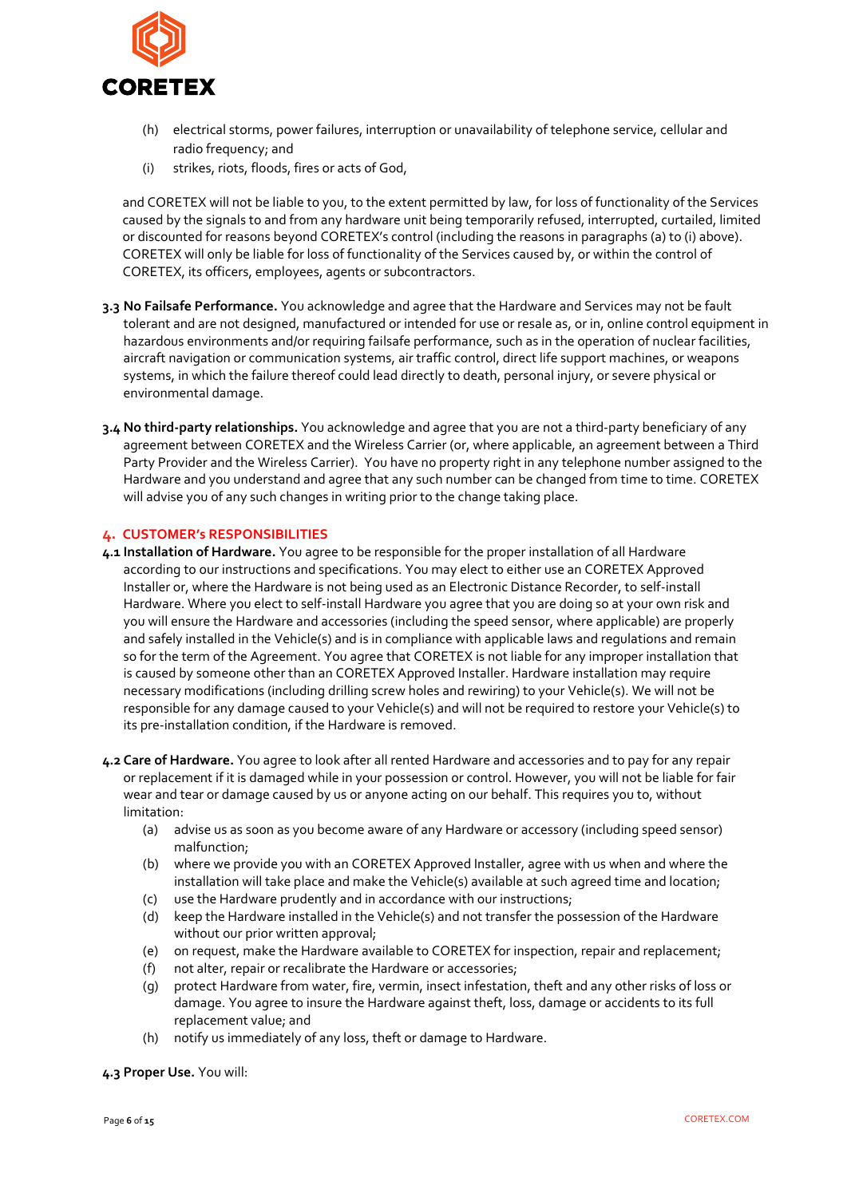(h) electrical storms, power failures, interruption or unavailability of telephone service, cellular and radio frequency; and

(i) strikes, riots, floods, fires or acts of God,

and CORETEX will not be liable to you, to the extent permitted by law, for loss of functionality of the Services caused by the signals to and from any hardware unit being temporarily refused, interrupted, curtailed, limited or discounted for reasons beyond CORETEX's control (including the reasons in paragraphs (a) to (i) above). CORETEX will only be liable for loss of functionality of the Services caused by, or within the control of CORETEX, its officers, employees, agents or subcontractors.

**3.3 No Failsafe Performance.** You acknowledge and agree that the Hardware and Services may not be fault tolerant and are not designed, manufactured or intended for use or resale as, or in, online control equipment in hazardous environments and/or requiring failsafe performance, such as in the operation of nuclear facilities, aircraft navigation or communication systems, air traffic control, direct life support machines, or weapons systems, in which the failure thereof could lead directly to death, personal injury, or severe physical or environmental damage.

**3.4 No third-party relationships.** You acknowledge and agree that you are not a third-party beneficiary of any agreement between CORETEX and the Wireless Carrier (or, where applicable, an agreement between a Third Party Provider and the Wireless Carrier). You have no property right in any telephone number assigned to the Hardware and you understand and agree that any such number can be changed from time to time. CORETEX will advise you of any such changes in writing prior to the change taking place.

## 4. CUSTOMER's RESPONSIBILITIES

**4.1 Installation of Hardware.** You agree to be responsible for the proper installation of all Hardware according to our instructions and specifications. You may elect to either use an CORETEX Approved Installer or, where the Hardware is not being used as an Electronic Distance Recorder, to self-install Hardware. Where you elect to self-install Hardware you agree that you are doing so at your own risk and you will ensure the Hardware and accessories (including the speed sensor, where applicable) are properly and safely installed in the Vehicle(s) and is in compliance with applicable laws and regulations and remain so for the term of the Agreement. You agree that CORETEX is not liable for any improper installation that is caused by someone other than an CORETEX Approved Installer. Hardware installation may require necessary modifications (including drilling screw holes and rewiring) to your Vehicle(s). We will not be responsible for any damage caused to your Vehicle(s) and will not be required to restore your Vehicle(s) to its pre-installation condition, if the Hardware is removed.

**4.2 Care of Hardware.** You agree to look after all rented Hardware and accessories and to pay for any repair or replacement if it is damaged while in your possession or control. However, you will not be liable for fair wear and tear or damage caused by us or anyone acting on our behalf. This requires you to, without limitation:

(a) advise us as soon as you become aware of any Hardware or accessory (including speed sensor) malfunction;

(b) where we provide you with an CORETEX Approved Installer, agree with us when and where the installation will take place and make the Vehicle(s) available at such agreed time and location;

(c) use the Hardware prudently and in accordance with our instructions;

(d) keep the Hardware installed in the Vehicle(s) and not transfer the possession of the Hardware without our prior written approval;

(e) on request, make the Hardware available to CORETEX for inspection, repair and replacement;

(f) not alter, repair or recalibrate the Hardware or accessories;

(g) protect Hardware from water, fire, vermin, insect infestation, theft and any other risks of loss or damage. You agree to insure the Hardware against theft, loss, damage or accidents to its full replacement value; and

(h) notify us immediately of any loss, theft or damage to Hardware.

**4.3 Proper Use.** You will: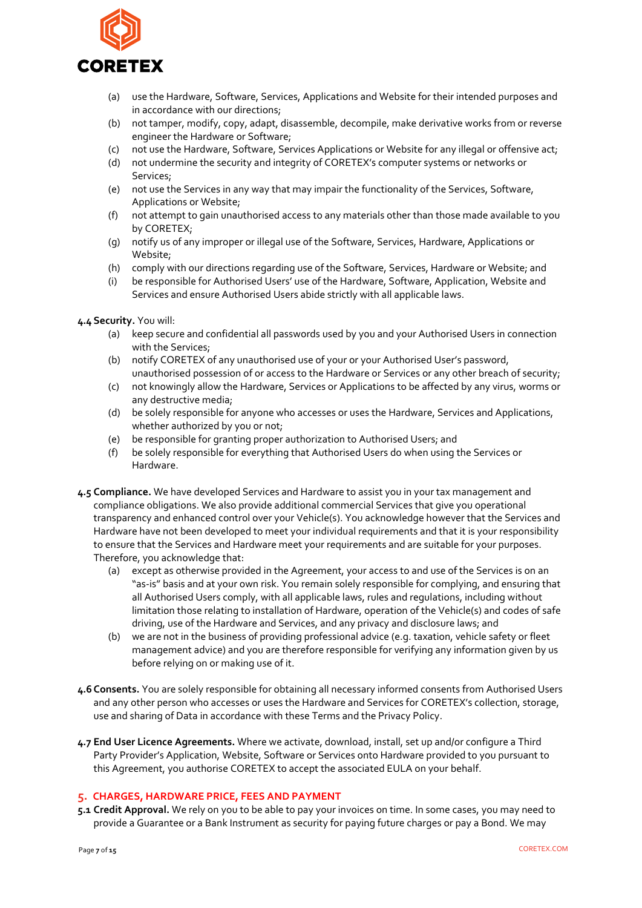(a) use the Hardware, Software, Services, Applications and Website for their intended purposes and in accordance with our directions;
(b) not tamper, modify, copy, adapt, disassemble, decompile, make derivative works from or reverse engineer the Hardware or Software;
(c) not use the Hardware, Software, Services Applications or Website for any illegal or offensive act;
(d) not undermine the security and integrity of CORETEX's computer systems or networks or Services;
(e) not use the Services in any way that may impair the functionality of the Services, Software, Applications or Website;
(f) not attempt to gain unauthorised access to any materials other than those made available to you by CORETEX;
(g) notify us of any improper or illegal use of the Software, Services, Hardware, Applications or Website;
(h) comply with our directions regarding use of the Software, Services, Hardware or Website; and
(i) be responsible for Authorised Users' use of the Hardware, Software, Application, Website and Services and ensure Authorised Users abide strictly with all applicable laws.

**4.4 Security.** You will:

(a) keep secure and confidential all passwords used by you and your Authorised Users in connection with the Services;
(b) notify CORETEX of any unauthorised use of your or your Authorised User's password, unauthorised possession of or access to the Hardware or Services or any other breach of security;
(c) not knowingly allow the Hardware, Services or Applications to be affected by any virus, worms or any destructive media;
(d) be solely responsible for anyone who accesses or uses the Hardware, Services and Applications, whether authorized by you or not;
(e) be responsible for granting proper authorization to Authorised Users; and
(f) be solely responsible for everything that Authorised Users do when using the Services or Hardware.

**4.5 Compliance.** We have developed Services and Hardware to assist you in your tax management and compliance obligations. We also provide additional commercial Services that give you operational transparency and enhanced control over your Vehicle(s). You acknowledge however that the Services and Hardware have not been developed to meet your individual requirements and that it is your responsibility to ensure that the Services and Hardware meet your requirements and are suitable for your purposes. Therefore, you acknowledge that:

(a) except as otherwise provided in the Agreement, your access to and use of the Services is on an "as-is" basis and at your own risk. You remain solely responsible for complying, and ensuring that all Authorised Users comply, with all applicable laws, rules and regulations, including without limitation those relating to installation of Hardware, operation of the Vehicle(s) and codes of safe driving, use of the Hardware and Services, and any privacy and disclosure laws; and
(b) we are not in the business of providing professional advice (e.g. taxation, vehicle safety or fleet management advice) and you are therefore responsible for verifying any information given by us before relying on or making use of it.

**4.6 Consents.** You are solely responsible for obtaining all necessary informed consents from Authorised Users and any other person who accesses or uses the Hardware and Services for CORETEX's collection, storage, use and sharing of Data in accordance with these Terms and the Privacy Policy.

**4.7 End User Licence Agreements.** Where we activate, download, install, set up and/or configure a Third Party Provider's Application, Website, Software or Services onto Hardware provided to you pursuant to this Agreement, you authorise CORETEX to accept the associated EULA on your behalf.

## 5. CHARGES, HARDWARE PRICE, FEES AND PAYMENT

**5.1 Credit Approval.** We rely on you to be able to pay your invoices on time. In some cases, you may need to provide a Guarantee or a Bank Instrument as security for paying future charges or pay a Bond. We may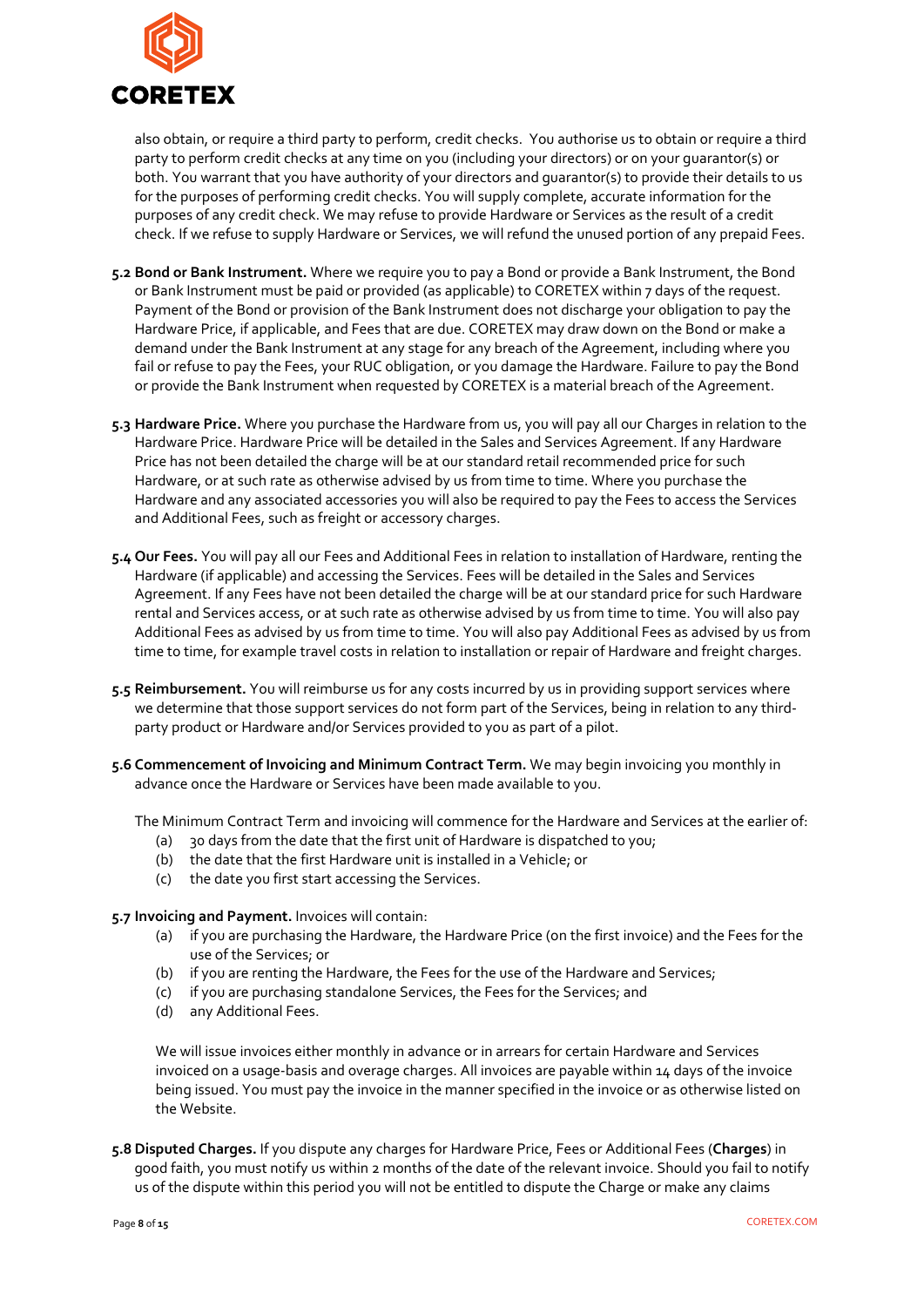also obtain, or require a third party to perform, credit checks. You authorise us to obtain or require a third party to perform credit checks at any time on you (including your directors) or on your guarantor(s) or both. You warrant that you have authority of your directors and guarantor(s) to provide their details to us for the purposes of performing credit checks. You will supply complete, accurate information for the purposes of any credit check. We may refuse to provide Hardware or Services as the result of a credit check. If we refuse to supply Hardware or Services, we will refund the unused portion of any prepaid Fees.

**5.2 Bond or Bank Instrument.** Where we require you to pay a Bond or provide a Bank Instrument, the Bond or Bank Instrument must be paid or provided (as applicable) to CORETEX within 7 days of the request. Payment of the Bond or provision of the Bank Instrument does not discharge your obligation to pay the Hardware Price, if applicable, and Fees that are due. CORETEX may draw down on the Bond or make a demand under the Bank Instrument at any stage for any breach of the Agreement, including where you fail or refuse to pay the Fees, your RUC obligation, or you damage the Hardware. Failure to pay the Bond or provide the Bank Instrument when requested by CORETEX is a material breach of the Agreement.

**5.3 Hardware Price.** Where you purchase the Hardware from us, you will pay all our Charges in relation to the Hardware Price. Hardware Price will be detailed in the Sales and Services Agreement. If any Hardware Price has not been detailed the charge will be at our standard retail recommended price for such Hardware, or at such rate as otherwise advised by us from time to time. Where you purchase the Hardware and any associated accessories you will also be required to pay the Fees to access the Services and Additional Fees, such as freight or accessory charges.

**5.4 Our Fees.** You will pay all our Fees and Additional Fees in relation to installation of Hardware, renting the Hardware (if applicable) and accessing the Services. Fees will be detailed in the Sales and Services Agreement. If any Fees have not been detailed the charge will be at our standard price for such Hardware rental and Services access, or at such rate as otherwise advised by us from time to time. You will also pay Additional Fees as advised by us from time to time. You will also pay Additional Fees as advised by us from time to time, for example travel costs in relation to installation or repair of Hardware and freight charges.

**5.5 Reimbursement.** You will reimburse us for any costs incurred by us in providing support services where we determine that those support services do not form part of the Services, being in relation to any third-party product or Hardware and/or Services provided to you as part of a pilot.

**5.6 Commencement of Invoicing and Minimum Contract Term.** We may begin invoicing you monthly in advance once the Hardware or Services have been made available to you.

The Minimum Contract Term and invoicing will commence for the Hardware and Services at the earlier of:

(a) 30 days from the date that the first unit of Hardware is dispatched to you;
(b) the date that the first Hardware unit is installed in a Vehicle; or
(c) the date you first start accessing the Services.

**5.7 Invoicing and Payment.** Invoices will contain:

(a) if you are purchasing the Hardware, the Hardware Price (on the first invoice) and the Fees for the use of the Services; or
(b) if you are renting the Hardware, the Fees for the use of the Hardware and Services;
(c) if you are purchasing standalone Services, the Fees for the Services; and
(d) any Additional Fees.

We will issue invoices either monthly in advance or in arrears for certain Hardware and Services invoiced on a usage-basis and overage charges. All invoices are payable within 14 days of the invoice being issued. You must pay the invoice in the manner specified in the invoice or as otherwise listed on the Website.

**5.8 Disputed Charges.** If you dispute any charges for Hardware Price, Fees or Additional Fees (**Charges**) in good faith, you must notify us within 2 months of the date of the relevant invoice. Should you fail to notify us of the dispute within this period you will not be entitled to dispute the Charge or make any claims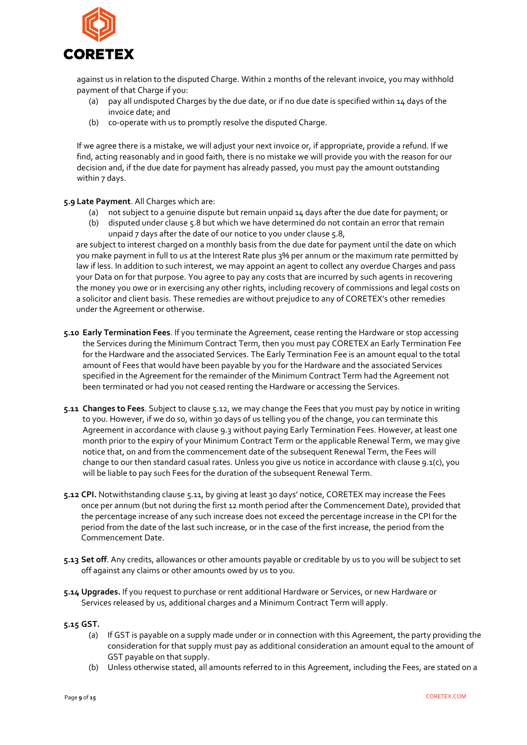against us in relation to the disputed Charge. Within 2 months of the relevant invoice, you may withhold payment of that Charge if you:

(a) pay all undisputed Charges by the due date, or if no due date is specified within 14 days of the invoice date; and
(b) co-operate with us to promptly resolve the disputed Charge.

If we agree there is a mistake, we will adjust your next invoice or, if appropriate, provide a refund. If we find, acting reasonably and in good faith, there is no mistake we will provide you with the reason for our decision and, if the due date for payment has already passed, you must pay the amount outstanding within 7 days.

**5.9 Late Payment**. All Charges which are:

(a) not subject to a genuine dispute but remain unpaid 14 days after the due date for payment; or
(b) disputed under clause 5.8 but which we have determined do not contain an error that remain unpaid 7 days after the date of our notice to you under clause 5.8,

are subject to interest charged on a monthly basis from the due date for payment until the date on which you make payment in full to us at the Interest Rate plus 3% per annum or the maximum rate permitted by law if less. In addition to such interest, we may appoint an agent to collect any overdue Charges and pass your Data on for that purpose. You agree to pay any costs that are incurred by such agents in recovering the money you owe or in exercising any other rights, including recovery of commissions and legal costs on a solicitor and client basis. These remedies are without prejudice to any of CORETEX's other remedies under the Agreement or otherwise.

**5.10 Early Termination Fees**. If you terminate the Agreement, cease renting the Hardware or stop accessing the Services during the Minimum Contract Term, then you must pay CORETEX an Early Termination Fee for the Hardware and the associated Services. The Early Termination Fee is an amount equal to the total amount of Fees that would have been payable by you for the Hardware and the associated Services specified in the Agreement for the remainder of the Minimum Contract Term had the Agreement not been terminated or had you not ceased renting the Hardware or accessing the Services.

**5.11 Changes to Fees**. Subject to clause 5.12, we may change the Fees that you must pay by notice in writing to you. However, if we do so, within 30 days of us telling you of the change, you can terminate this Agreement in accordance with clause 9.3 without paying Early Termination Fees. However, at least one month prior to the expiry of your Minimum Contract Term or the applicable Renewal Term, we may give notice that, on and from the commencement date of the subsequent Renewal Term, the Fees will change to our then standard casual rates. Unless you give us notice in accordance with clause 9.1(c), you will be liable to pay such Fees for the duration of the subsequent Renewal Term.

**5.12 CPI.** Notwithstanding clause 5.11, by giving at least 30 days' notice, CORETEX may increase the Fees once per annum (but not during the first 12 month period after the Commencement Date), provided that the percentage increase of any such increase does not exceed the percentage increase in the CPI for the period from the date of the last such increase, or in the case of the first increase, the period from the Commencement Date.

**5.13 Set off**. Any credits, allowances or other amounts payable or creditable by us to you will be subject to set off against any claims or other amounts owed by us to you.

**5.14 Upgrades.** If you request to purchase or rent additional Hardware or Services, or new Hardware or Services released by us, additional charges and a Minimum Contract Term will apply.

**5.15 GST.**

(a) If GST is payable on a supply made under or in connection with this Agreement, the party providing the consideration for that supply must pay as additional consideration an amount equal to the amount of GST payable on that supply.
(b) Unless otherwise stated, all amounts referred to in this Agreement, including the Fees, are stated on a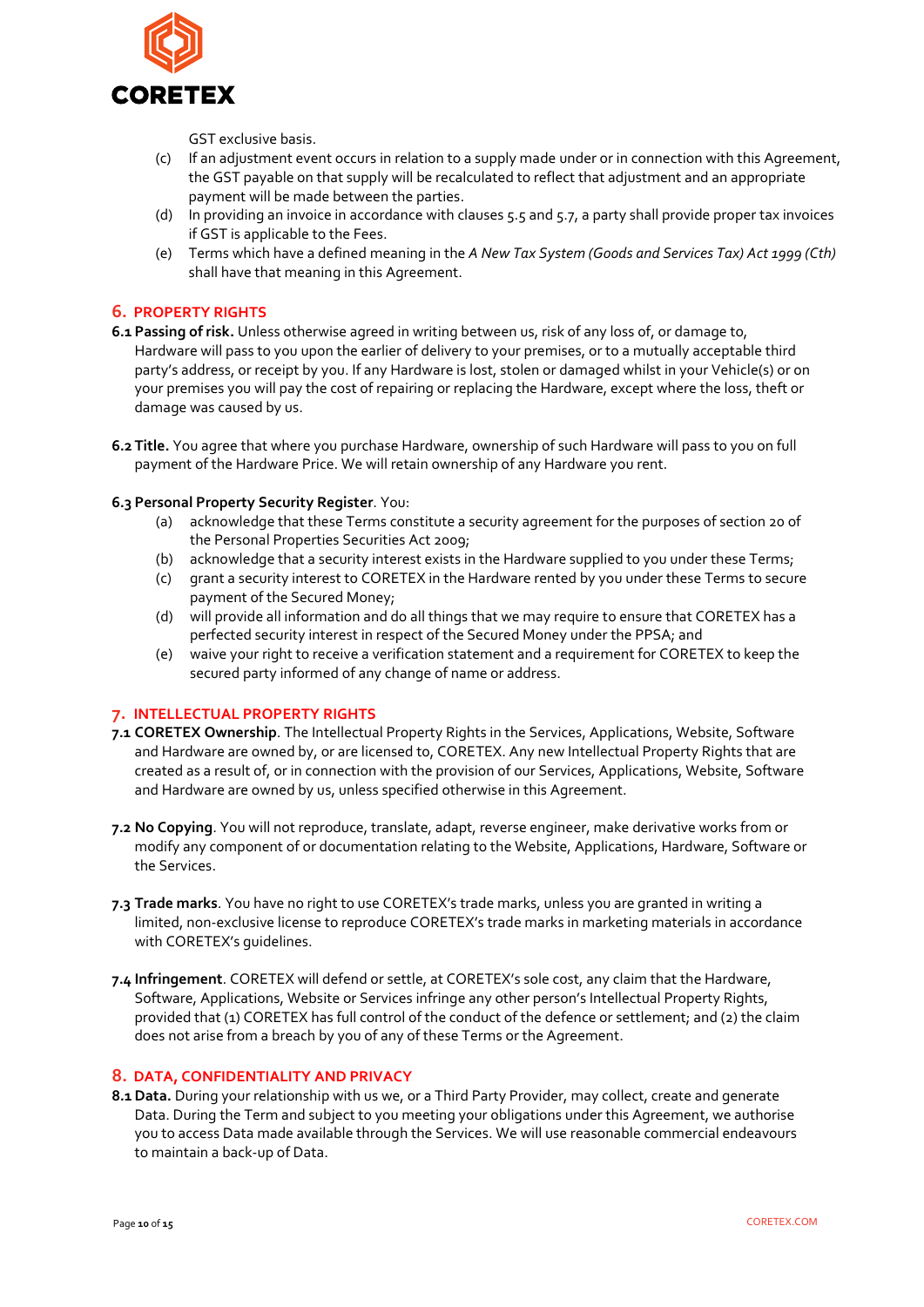GST exclusive basis.

(c) If an adjustment event occurs in relation to a supply made under or in connection with this Agreement, the GST payable on that supply will be recalculated to reflect that adjustment and an appropriate payment will be made between the parties.

(d) In providing an invoice in accordance with clauses 5.5 and 5.7, a party shall provide proper tax invoices if GST is applicable to the Fees.

(e) Terms which have a defined meaning in the *A New Tax System (Goods and Services Tax) Act 1999 (Cth)* shall have that meaning in this Agreement.

## 6. PROPERTY RIGHTS

**6.1 Passing of risk.** Unless otherwise agreed in writing between us, risk of any loss of, or damage to, Hardware will pass to you upon the earlier of delivery to your premises, or to a mutually acceptable third party's address, or receipt by you. If any Hardware is lost, stolen or damaged whilst in your Vehicle(s) or on your premises you will pay the cost of repairing or replacing the Hardware, except where the loss, theft or damage was caused by us.

**6.2 Title.** You agree that where you purchase Hardware, ownership of such Hardware will pass to you on full payment of the Hardware Price. We will retain ownership of any Hardware you rent.

**6.3 Personal Property Security Register**. You:

(a) acknowledge that these Terms constitute a security agreement for the purposes of section 20 of the Personal Properties Securities Act 2009;

(b) acknowledge that a security interest exists in the Hardware supplied to you under these Terms;

(c) grant a security interest to CORETEX in the Hardware rented by you under these Terms to secure payment of the Secured Money;

(d) will provide all information and do all things that we may require to ensure that CORETEX has a perfected security interest in respect of the Secured Money under the PPSA; and

(e) waive your right to receive a verification statement and a requirement for CORETEX to keep the secured party informed of any change of name or address.

## 7. INTELLECTUAL PROPERTY RIGHTS

**7.1 CORETEX Ownership**. The Intellectual Property Rights in the Services, Applications, Website, Software and Hardware are owned by, or are licensed to, CORETEX. Any new Intellectual Property Rights that are created as a result of, or in connection with the provision of our Services, Applications, Website, Software and Hardware are owned by us, unless specified otherwise in this Agreement.

**7.2 No Copying**. You will not reproduce, translate, adapt, reverse engineer, make derivative works from or modify any component of or documentation relating to the Website, Applications, Hardware, Software or the Services.

**7.3 Trade marks**. You have no right to use CORETEX's trade marks, unless you are granted in writing a limited, non-exclusive license to reproduce CORETEX's trade marks in marketing materials in accordance with CORETEX's guidelines.

**7.4 Infringement**. CORETEX will defend or settle, at CORETEX's sole cost, any claim that the Hardware, Software, Applications, Website or Services infringe any other person's Intellectual Property Rights, provided that (1) CORETEX has full control of the conduct of the defence or settlement; and (2) the claim does not arise from a breach by you of any of these Terms or the Agreement.

## 8. DATA, CONFIDENTIALITY AND PRIVACY

**8.1 Data.** During your relationship with us we, or a Third Party Provider, may collect, create and generate Data. During the Term and subject to you meeting your obligations under this Agreement, we authorise you to access Data made available through the Services. We will use reasonable commercial endeavours to maintain a back-up of Data.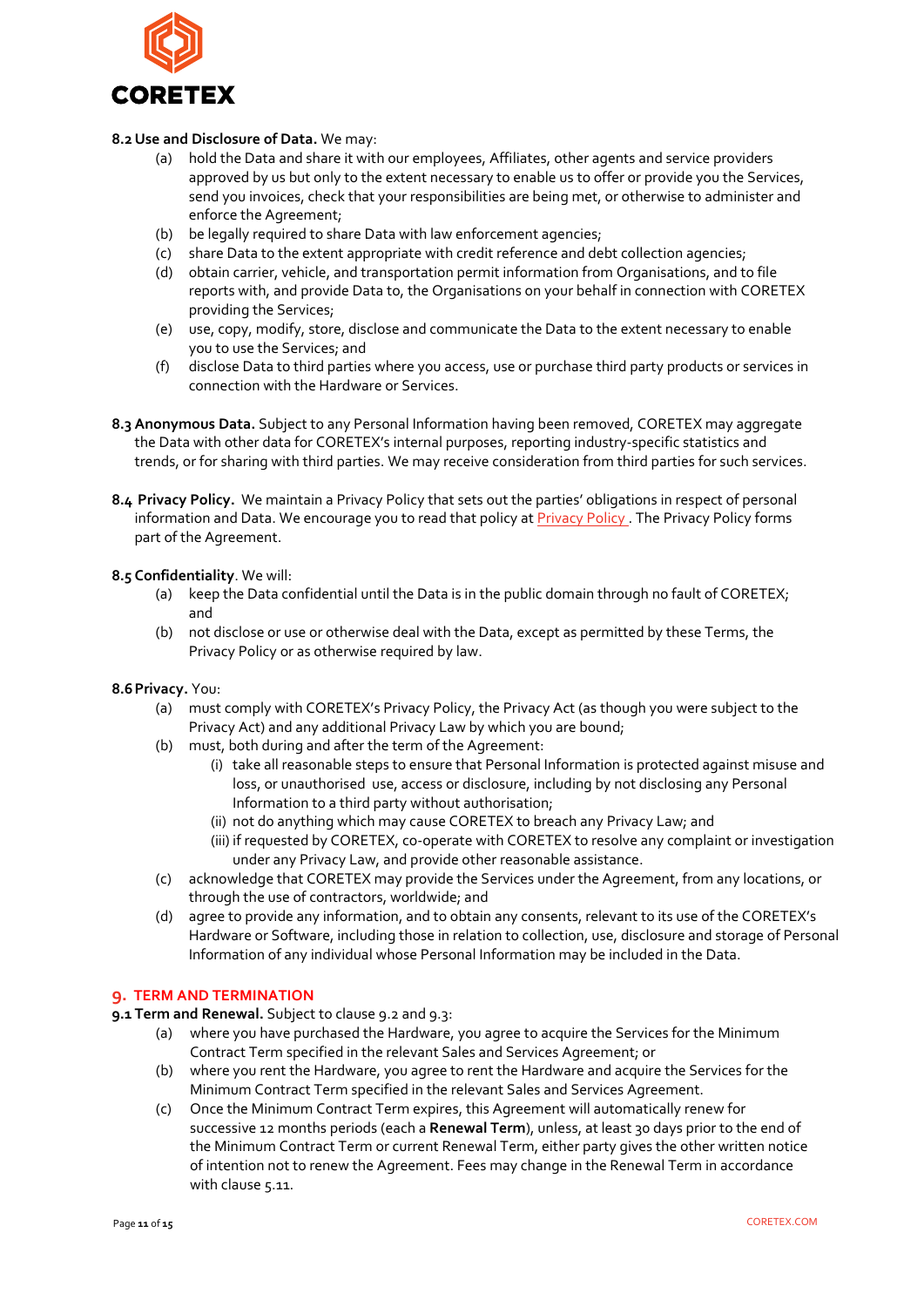**8.2 Use and Disclosure of Data.** We may:

(a) hold the Data and share it with our employees, Affiliates, other agents and service providers approved by us but only to the extent necessary to enable us to offer or provide you the Services, send you invoices, check that your responsibilities are being met, or otherwise to administer and enforce the Agreement;

(b) be legally required to share Data with law enforcement agencies;

(c) share Data to the extent appropriate with credit reference and debt collection agencies;

(d) obtain carrier, vehicle, and transportation permit information from Organisations, and to file reports with, and provide Data to, the Organisations on your behalf in connection with CORETEX providing the Services;

(e) use, copy, modify, store, disclose and communicate the Data to the extent necessary to enable you to use the Services; and

(f) disclose Data to third parties where you access, use or purchase third party products or services in connection with the Hardware or Services.

**8.3 Anonymous Data.** Subject to any Personal Information having been removed, CORETEX may aggregate the Data with other data for CORETEX's internal purposes, reporting industry-specific statistics and trends, or for sharing with third parties. We may receive consideration from third parties for such services.

**8.4 Privacy Policy.** We maintain a Privacy Policy that sets out the parties' obligations in respect of personal information and Data. We encourage you to read that policy at [Privacy Policy](). The Privacy Policy forms part of the Agreement.

**8.5 Confidentiality**. We will:

(a) keep the Data confidential until the Data is in the public domain through no fault of CORETEX; and

(b) not disclose or use or otherwise deal with the Data, except as permitted by these Terms, the Privacy Policy or as otherwise required by law.

**8.6 Privacy.** You:

(a) must comply with CORETEX's Privacy Policy, the Privacy Act (as though you were subject to the Privacy Act) and any additional Privacy Law by which you are bound;

(b) must, both during and after the term of the Agreement:

(i) take all reasonable steps to ensure that Personal Information is protected against misuse and loss, or unauthorised use, access or disclosure, including by not disclosing any Personal Information to a third party without authorisation;

(ii) not do anything which may cause CORETEX to breach any Privacy Law; and

(iii) if requested by CORETEX, co-operate with CORETEX to resolve any complaint or investigation under any Privacy Law, and provide other reasonable assistance.

(c) acknowledge that CORETEX may provide the Services under the Agreement, from any locations, or through the use of contractors, worldwide; and

(d) agree to provide any information, and to obtain any consents, relevant to its use of the CORETEX's Hardware or Software, including those in relation to collection, use, disclosure and storage of Personal Information of any individual whose Personal Information may be included in the Data.

## 9. TERM AND TERMINATION

**9.1 Term and Renewal.** Subject to clause 9.2 and 9.3:

(a) where you have purchased the Hardware, you agree to acquire the Services for the Minimum Contract Term specified in the relevant Sales and Services Agreement; or

(b) where you rent the Hardware, you agree to rent the Hardware and acquire the Services for the Minimum Contract Term specified in the relevant Sales and Services Agreement.

(c) Once the Minimum Contract Term expires, this Agreement will automatically renew for successive 12 months periods (each a **Renewal Term**), unless, at least 30 days prior to the end of the Minimum Contract Term or current Renewal Term, either party gives the other written notice of intention not to renew the Agreement. Fees may change in the Renewal Term in accordance with clause 5.11.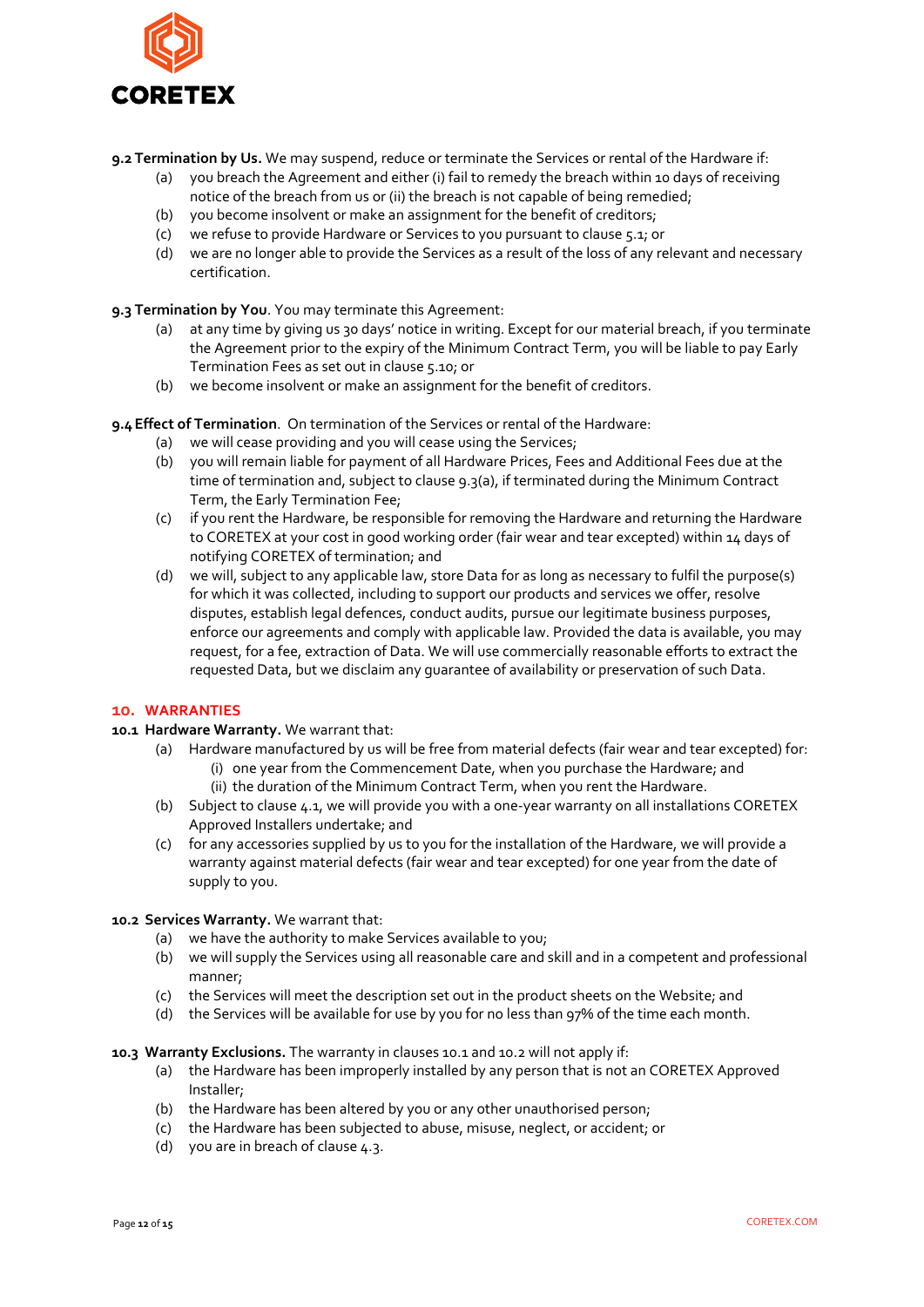**9.2 Termination by Us.** We may suspend, reduce or terminate the Services or rental of the Hardware if:

(a) you breach the Agreement and either (i) fail to remedy the breach within 10 days of receiving notice of the breach from us or (ii) the breach is not capable of being remedied;

(b) you become insolvent or make an assignment for the benefit of creditors;

(c) we refuse to provide Hardware or Services to you pursuant to clause 5.1; or

(d) we are no longer able to provide the Services as a result of the loss of any relevant and necessary certification.

**9.3 Termination by You**. You may terminate this Agreement:

(a) at any time by giving us 30 days' notice in writing. Except for our material breach, if you terminate the Agreement prior to the expiry of the Minimum Contract Term, you will be liable to pay Early Termination Fees as set out in clause 5.10; or

(b) we become insolvent or make an assignment for the benefit of creditors.

**9.4 Effect of Termination**. On termination of the Services or rental of the Hardware:

(a) we will cease providing and you will cease using the Services;

(b) you will remain liable for payment of all Hardware Prices, Fees and Additional Fees due at the time of termination and, subject to clause 9.3(a), if terminated during the Minimum Contract Term, the Early Termination Fee;

(c) if you rent the Hardware, be responsible for removing the Hardware and returning the Hardware to CORETEX at your cost in good working order (fair wear and tear excepted) within 14 days of notifying CORETEX of termination; and

(d) we will, subject to any applicable law, store Data for as long as necessary to fulfil the purpose(s) for which it was collected, including to support our products and services we offer, resolve disputes, establish legal defences, conduct audits, pursue our legitimate business purposes, enforce our agreements and comply with applicable law. Provided the data is available, you may request, for a fee, extraction of Data. We will use commercially reasonable efforts to extract the requested Data, but we disclaim any guarantee of availability or preservation of such Data.

## 10. WARRANTIES

**10.1 Hardware Warranty.** We warrant that:

(a) Hardware manufactured by us will be free from material defects (fair wear and tear excepted) for:

  (i) one year from the Commencement Date, when you purchase the Hardware; and

  (ii) the duration of the Minimum Contract Term, when you rent the Hardware.

(b) Subject to clause 4.1, we will provide you with a one-year warranty on all installations CORETEX Approved Installers undertake; and

(c) for any accessories supplied by us to you for the installation of the Hardware, we will provide a warranty against material defects (fair wear and tear excepted) for one year from the date of supply to you.

**10.2 Services Warranty.** We warrant that:

(a) we have the authority to make Services available to you;

(b) we will supply the Services using all reasonable care and skill and in a competent and professional manner;

(c) the Services will meet the description set out in the product sheets on the Website; and

(d) the Services will be available for use by you for no less than 97% of the time each month.

**10.3 Warranty Exclusions.** The warranty in clauses 10.1 and 10.2 will not apply if:

(a) the Hardware has been improperly installed by any person that is not an CORETEX Approved Installer;

(b) the Hardware has been altered by you or any other unauthorised person;

(c) the Hardware has been subjected to abuse, misuse, neglect, or accident; or

(d) you are in breach of clause 4.3.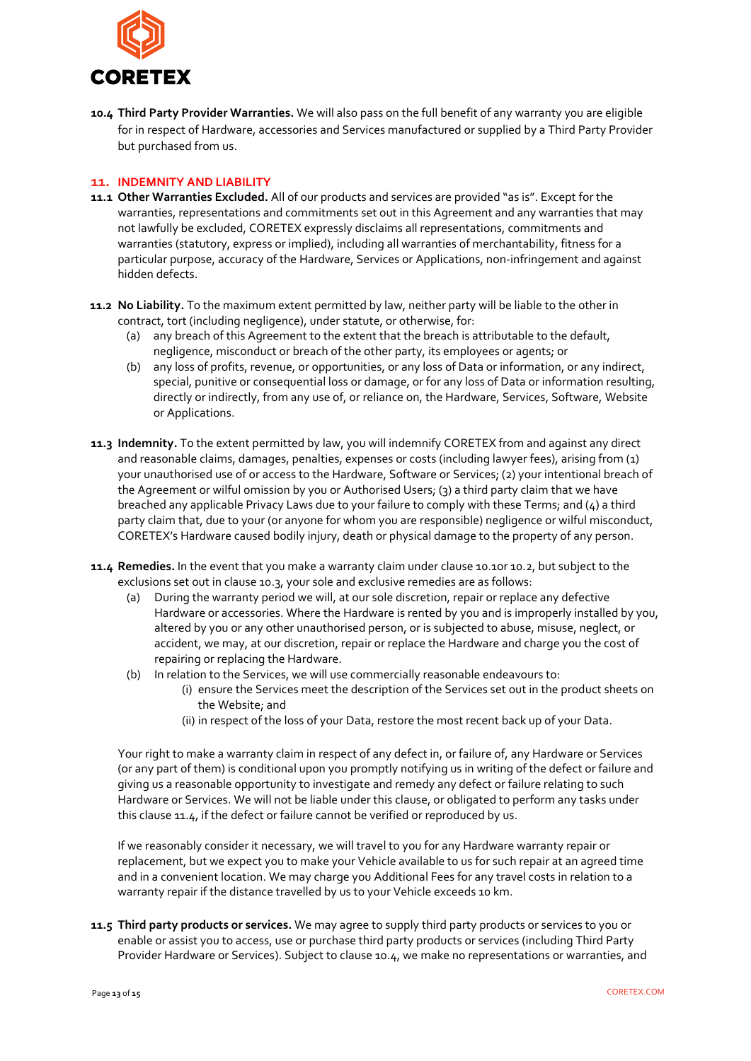**10.4 Third Party Provider Warranties.** We will also pass on the full benefit of any warranty you are eligible for in respect of Hardware, accessories and Services manufactured or supplied by a Third Party Provider but purchased from us.

## 11. INDEMNITY AND LIABILITY

**11.1 Other Warranties Excluded.** All of our products and services are provided "as is". Except for the warranties, representations and commitments set out in this Agreement and any warranties that may not lawfully be excluded, CORETEX expressly disclaims all representations, commitments and warranties (statutory, express or implied), including all warranties of merchantability, fitness for a particular purpose, accuracy of the Hardware, Services or Applications, non-infringement and against hidden defects.

**11.2 No Liability.** To the maximum extent permitted by law, neither party will be liable to the other in contract, tort (including negligence), under statute, or otherwise, for:

(a) any breach of this Agreement to the extent that the breach is attributable to the default, negligence, misconduct or breach of the other party, its employees or agents; or

(b) any loss of profits, revenue, or opportunities, or any loss of Data or information, or any indirect, special, punitive or consequential loss or damage, or for any loss of Data or information resulting, directly or indirectly, from any use of, or reliance on, the Hardware, Services, Software, Website or Applications.

**11.3 Indemnity.** To the extent permitted by law, you will indemnify CORETEX from and against any direct and reasonable claims, damages, penalties, expenses or costs (including lawyer fees), arising from (1) your unauthorised use of or access to the Hardware, Software or Services; (2) your intentional breach of the Agreement or wilful omission by you or Authorised Users; (3) a third party claim that we have breached any applicable Privacy Laws due to your failure to comply with these Terms; and (4) a third party claim that, due to your (or anyone for whom you are responsible) negligence or wilful misconduct, CORETEX's Hardware caused bodily injury, death or physical damage to the property of any person.

**11.4 Remedies.** In the event that you make a warranty claim under clause 10.1or 10.2, but subject to the exclusions set out in clause 10.3, your sole and exclusive remedies are as follows:

(a) During the warranty period we will, at our sole discretion, repair or replace any defective Hardware or accessories. Where the Hardware is rented by you and is improperly installed by you, altered by you or any other unauthorised person, or is subjected to abuse, misuse, neglect, or accident, we may, at our discretion, repair or replace the Hardware and charge you the cost of repairing or replacing the Hardware.

(b) In relation to the Services, we will use commercially reasonable endeavours to:

(i) ensure the Services meet the description of the Services set out in the product sheets on the Website; and

(ii) in respect of the loss of your Data, restore the most recent back up of your Data.

Your right to make a warranty claim in respect of any defect in, or failure of, any Hardware or Services (or any part of them) is conditional upon you promptly notifying us in writing of the defect or failure and giving us a reasonable opportunity to investigate and remedy any defect or failure relating to such Hardware or Services. We will not be liable under this clause, or obligated to perform any tasks under this clause 11.4, if the defect or failure cannot be verified or reproduced by us.

If we reasonably consider it necessary, we will travel to you for any Hardware warranty repair or replacement, but we expect you to make your Vehicle available to us for such repair at an agreed time and in a convenient location. We may charge you Additional Fees for any travel costs in relation to a warranty repair if the distance travelled by us to your Vehicle exceeds 10 km.

**11.5 Third party products or services.** We may agree to supply third party products or services to you or enable or assist you to access, use or purchase third party products or services (including Third Party Provider Hardware or Services). Subject to clause 10.4, we make no representations or warranties, and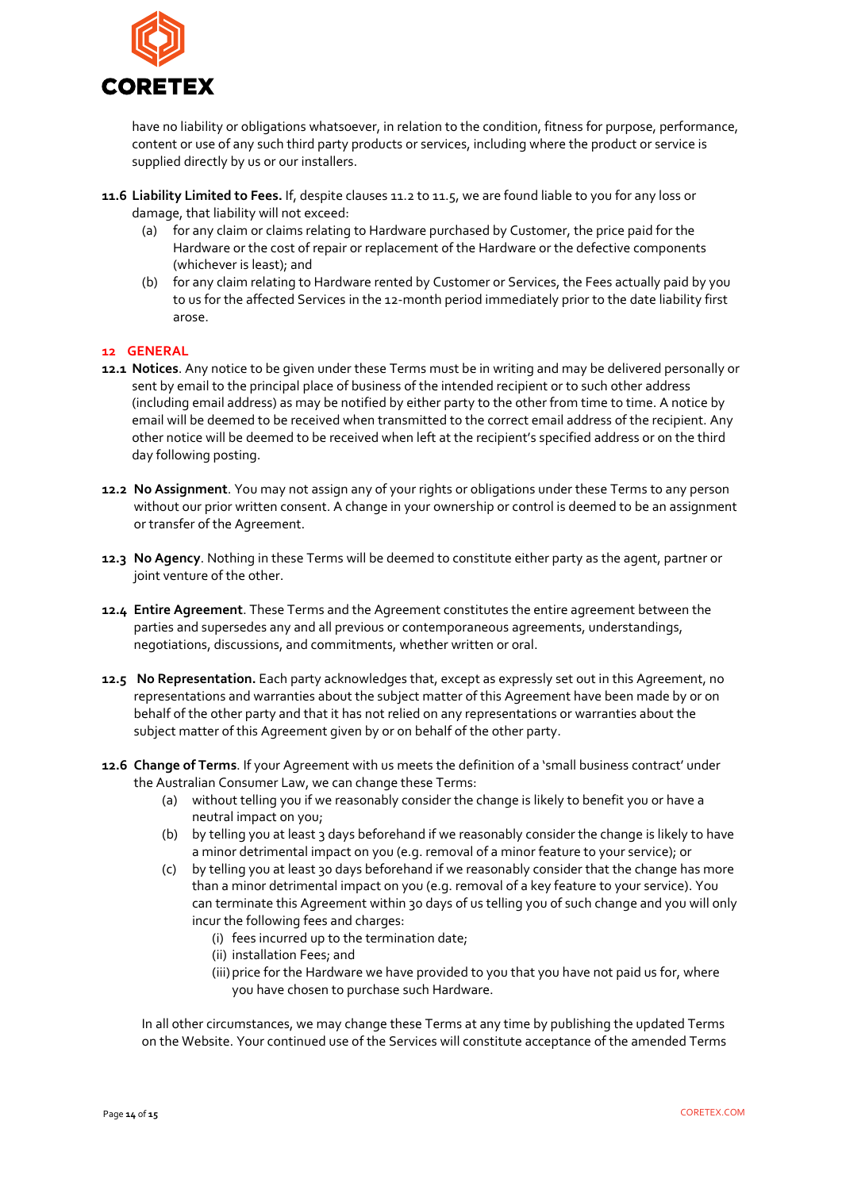have no liability or obligations whatsoever, in relation to the condition, fitness for purpose, performance, content or use of any such third party products or services, including where the product or service is supplied directly by us or our installers.

**11.6 Liability Limited to Fees.** If, despite clauses 11.2 to 11.5, we are found liable to you for any loss or damage, that liability will not exceed:

(a) for any claim or claims relating to Hardware purchased by Customer, the price paid for the Hardware or the cost of repair or replacement of the Hardware or the defective components (whichever is least); and

(b) for any claim relating to Hardware rented by Customer or Services, the Fees actually paid by you to us for the affected Services in the 12-month period immediately prior to the date liability first arose.

## 12 GENERAL

**12.1 Notices**. Any notice to be given under these Terms must be in writing and may be delivered personally or sent by email to the principal place of business of the intended recipient or to such other address (including email address) as may be notified by either party to the other from time to time. A notice by email will be deemed to be received when transmitted to the correct email address of the recipient. Any other notice will be deemed to be received when left at the recipient's specified address or on the third day following posting.

**12.2 No Assignment**. You may not assign any of your rights or obligations under these Terms to any person without our prior written consent. A change in your ownership or control is deemed to be an assignment or transfer of the Agreement.

**12.3 No Agency**. Nothing in these Terms will be deemed to constitute either party as the agent, partner or joint venture of the other.

**12.4 Entire Agreement**. These Terms and the Agreement constitutes the entire agreement between the parties and supersedes any and all previous or contemporaneous agreements, understandings, negotiations, discussions, and commitments, whether written or oral.

**12.5 No Representation.** Each party acknowledges that, except as expressly set out in this Agreement, no representations and warranties about the subject matter of this Agreement have been made by or on behalf of the other party and that it has not relied on any representations or warranties about the subject matter of this Agreement given by or on behalf of the other party.

**12.6 Change of Terms**. If your Agreement with us meets the definition of a 'small business contract' under the Australian Consumer Law, we can change these Terms:

(a) without telling you if we reasonably consider the change is likely to benefit you or have a neutral impact on you;

(b) by telling you at least 3 days beforehand if we reasonably consider the change is likely to have a minor detrimental impact on you (e.g. removal of a minor feature to your service); or

(c) by telling you at least 30 days beforehand if we reasonably consider that the change has more than a minor detrimental impact on you (e.g. removal of a key feature to your service). You can terminate this Agreement within 30 days of us telling you of such change and you will only incur the following fees and charges:

(i) fees incurred up to the termination date;

(ii) installation Fees; and

(iii) price for the Hardware we have provided to you that you have not paid us for, where you have chosen to purchase such Hardware.

In all other circumstances, we may change these Terms at any time by publishing the updated Terms on the Website. Your continued use of the Services will constitute acceptance of the amended Terms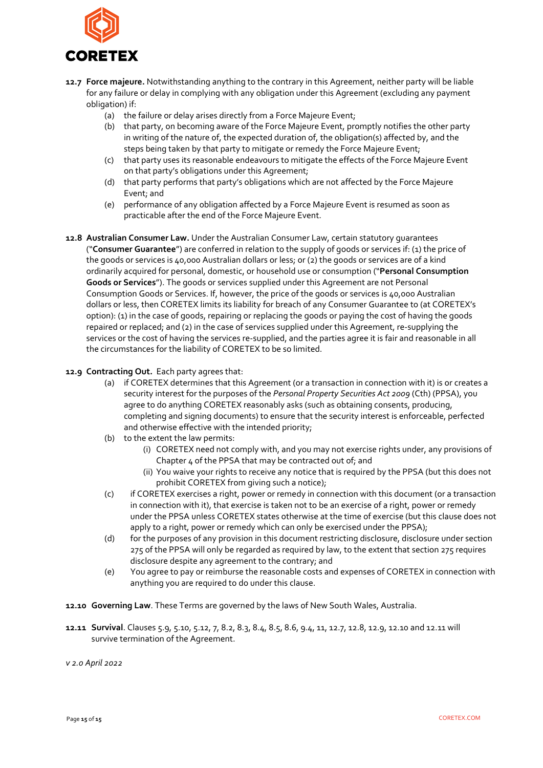**12.7 Force majeure.** Notwithstanding anything to the contrary in this Agreement, neither party will be liable for any failure or delay in complying with any obligation under this Agreement (excluding any payment obligation) if:

(a) the failure or delay arises directly from a Force Majeure Event;

(b) that party, on becoming aware of the Force Majeure Event, promptly notifies the other party in writing of the nature of, the expected duration of, the obligation(s) affected by, and the steps being taken by that party to mitigate or remedy the Force Majeure Event;

(c) that party uses its reasonable endeavours to mitigate the effects of the Force Majeure Event on that party's obligations under this Agreement;

(d) that party performs that party's obligations which are not affected by the Force Majeure Event; and

(e) performance of any obligation affected by a Force Majeure Event is resumed as soon as practicable after the end of the Force Majeure Event.

**12.8 Australian Consumer Law.** Under the Australian Consumer Law, certain statutory guarantees ("**Consumer Guarantee**") are conferred in relation to the supply of goods or services if: (1) the price of the goods or services is 40,000 Australian dollars or less; or (2) the goods or services are of a kind ordinarily acquired for personal, domestic, or household use or consumption ("**Personal Consumption Goods or Services**"). The goods or services supplied under this Agreement are not Personal Consumption Goods or Services. If, however, the price of the goods or services is 40,000 Australian dollars or less, then CORETEX limits its liability for breach of any Consumer Guarantee to (at CORETEX's option): (1) in the case of goods, repairing or replacing the goods or paying the cost of having the goods repaired or replaced; and (2) in the case of services supplied under this Agreement, re-supplying the services or the cost of having the services re-supplied, and the parties agree it is fair and reasonable in all the circumstances for the liability of CORETEX to be so limited.

**12.9 Contracting Out.** Each party agrees that:

(a) if CORETEX determines that this Agreement (or a transaction in connection with it) is or creates a security interest for the purposes of the *Personal Property Securities Act 2009* (Cth) (PPSA), you agree to do anything CORETEX reasonably asks (such as obtaining consents, producing, completing and signing documents) to ensure that the security interest is enforceable, perfected and otherwise effective with the intended priority;

(b) to the extent the law permits:

  (i) CORETEX need not comply with, and you may not exercise rights under, any provisions of Chapter 4 of the PPSA that may be contracted out of; and

  (ii) You waive your rights to receive any notice that is required by the PPSA (but this does not prohibit CORETEX from giving such a notice);

(c) if CORETEX exercises a right, power or remedy in connection with this document (or a transaction in connection with it), that exercise is taken not to be an exercise of a right, power or remedy under the PPSA unless CORETEX states otherwise at the time of exercise (but this clause does not apply to a right, power or remedy which can only be exercised under the PPSA);

(d) for the purposes of any provision in this document restricting disclosure, disclosure under section 275 of the PPSA will only be regarded as required by law, to the extent that section 275 requires disclosure despite any agreement to the contrary; and

(e) You agree to pay or reimburse the reasonable costs and expenses of CORETEX in connection with anything you are required to do under this clause.

**12.10 Governing Law**. These Terms are governed by the laws of New South Wales, Australia.

**12.11 Survival**. Clauses 5.9, 5.10, 5.12, 7, 8.2, 8.3, 8.4, 8.5, 8.6, 9.4, 11, 12.7, 12.8, 12.9, 12.10 and 12.11 will survive termination of the Agreement.

*v 2.0 April 2022*